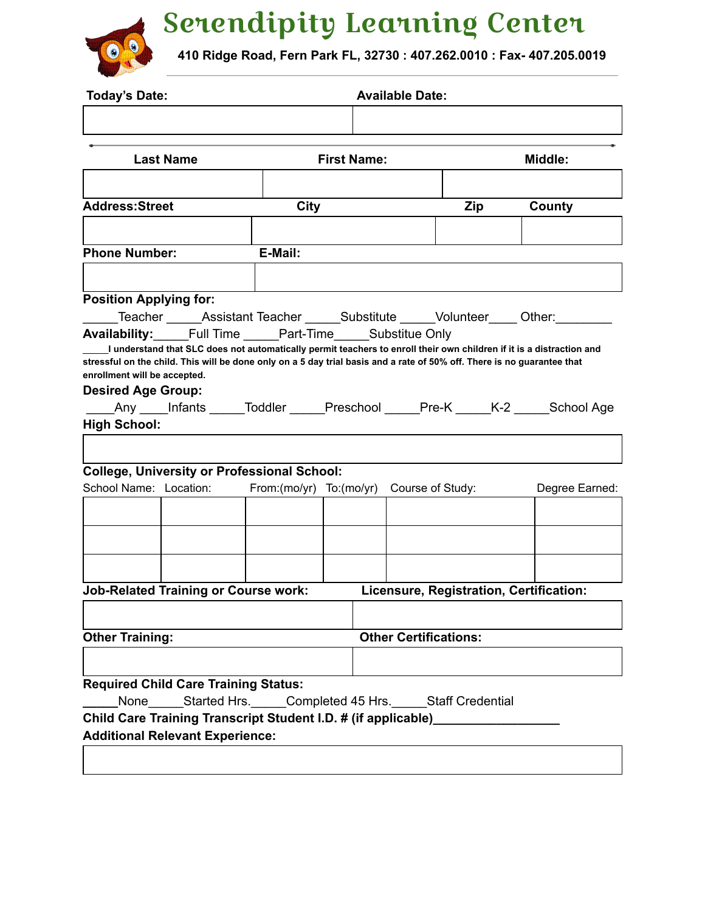# Serendipity Learning Center

**410 Ridge Road, Fern Park FL, 32730 : 407.262.0010 : Fax- 407.205.0019**

| **Today's Date:** | **Available Date:** |
| --- | --- |
| | |

| **Last Name** | **First Name:** | **Middle:** |
| --- | --- | --- |
| | | |

| **Address:Street** | **City** | **Zip** | **County** |
| --- | --- | --- | --- |
| | | | |

| **Phone Number:** | **E-Mail:** |
| --- | --- |
| | |

**Position Applying for:**

_____Teacher _____Assistant Teacher _____Substitute _____Volunteer____ Other:________

**Availability:**_____Full Time _____Part-Time_____Substitue Only

**_____I understand that SLC does not automatically permit teachers to enroll their own children if it is a distraction and stressful on the child. This will be done only on a 5 day trial basis and a rate of 50% off. There is no guarantee that enrollment will be accepted.**

**Desired Age Group:**

____Any ____Infants _____Toddler _____Preschool _____Pre-K _____K-2 _____School Age

**High School:**

| |
| --- |
| |

**College, University or Professional School:**

| School Name: | Location: | From:(mo/yr) | To:(mo/yr) | Course of Study: | Degree Earned: |
| --- | --- | --- | --- | --- | --- |
| | | | | | |
| | | | | | |
| | | | | | |

| **Job-Related Training or Course work:** | **Licensure, Registration, Certification:** |
| --- | --- |
| | |

| **Other Training:** | **Other Certifications:** |
| --- | --- |
| | |

**Required Child Care Training Status:**

_____None_____Started Hrs._____Completed 45 Hrs._____Staff Credential

**Child Care Training Transcript Student I.D. # (if applicable)__________________**

**Additional Relevant Experience:**

| |
| --- |
| |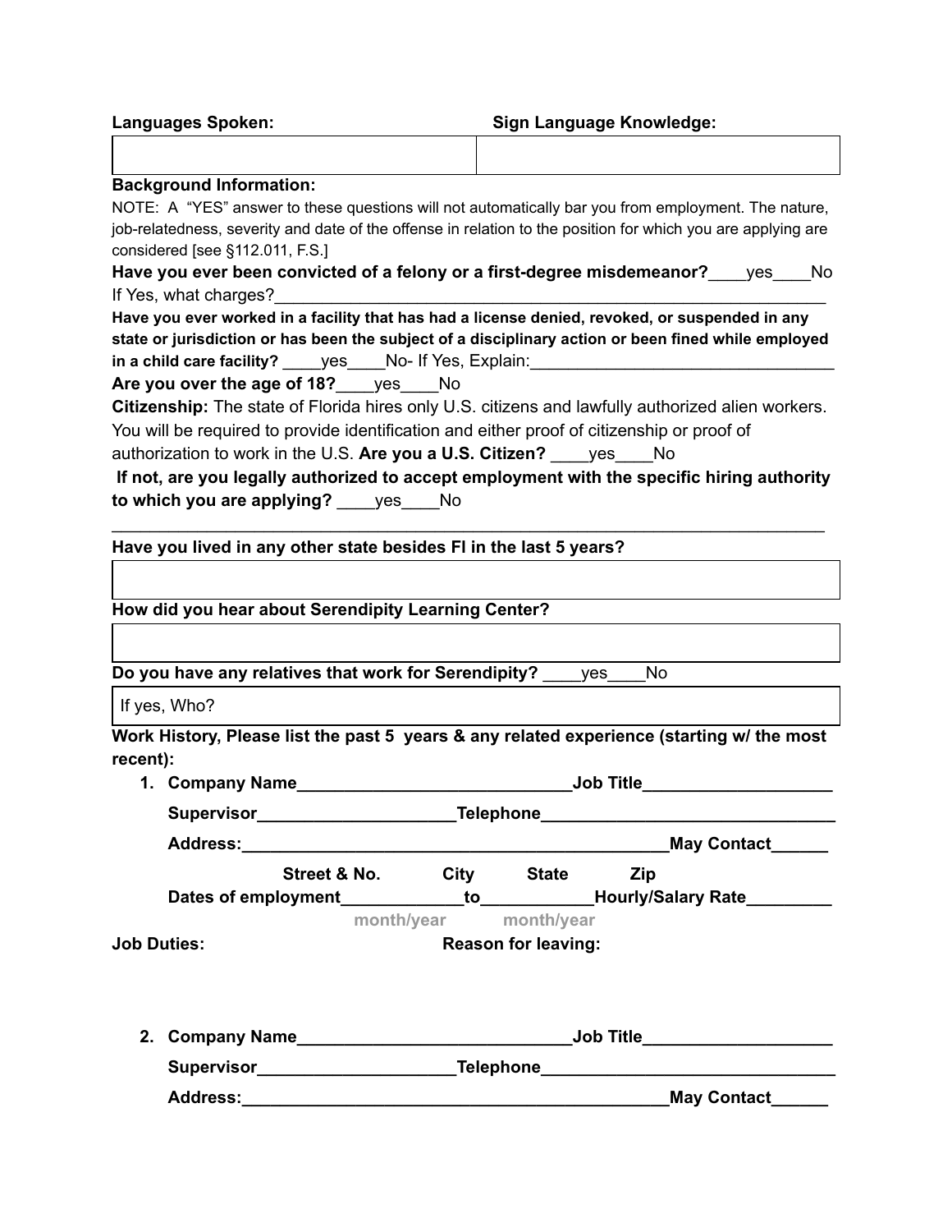| **Languages Spoken:** | **Sign Language Knowledge:** |
|---|---|
| | |

**Background Information:**

NOTE: A "YES" answer to these questions will not automatically bar you from employment. The nature, job-relatedness, severity and date of the offense in relation to the position for which you are applying are considered [see §112.011, F.S.]

**Have you ever been convicted of a felony or a first-degree misdemeanor?**____yes____No

If Yes, what charges?______________________________________________________________

**Have you ever worked in a facility that has had a license denied, revoked, or suspended in any state or jurisdiction or has been the subject of a disciplinary action or been fined while employed in a child care facility?** ____yes____No- If Yes, Explain:_________________________________

**Are you over the age of 18?**____yes____No

**Citizenship:** The state of Florida hires only U.S. citizens and lawfully authorized alien workers. You will be required to provide identification and either proof of citizenship or proof of authorization to work in the U.S. **Are you a U.S. Citizen?** ____yes____No

**If not, are you legally authorized to accept employment with the specific hiring authority to which you are applying?** ____yes____No

______________________________________________________________________________

**Have you lived in any other state besides Fl in the last 5 years?**

| |
|---|
| |

**How did you hear about Serendipity Learning Center?**

| |
|---|
| |

**Do you have any relatives that work for Serendipity?** ____yes____No

| If yes, Who? |
|---|

**Work History, Please list the past 5 years & any related experience (starting w/ the most recent):**

1. **Company Name**_____________________________**Job Title**___________________

   **Supervisor**____________________**Telephone**______________________________

   **Address:**_____________________________________________**May Contact**______

   **Street & No. City State Zip**

   **Dates of employment**____________**to**___________**Hourly/Salary Rate**_________

   month/year month/year

**Job Duties:** **Reason for leaving:**

2. **Company Name**_____________________________**Job Title**___________________

   **Supervisor**____________________**Telephone**______________________________

   **Address:**_____________________________________________**May Contact**______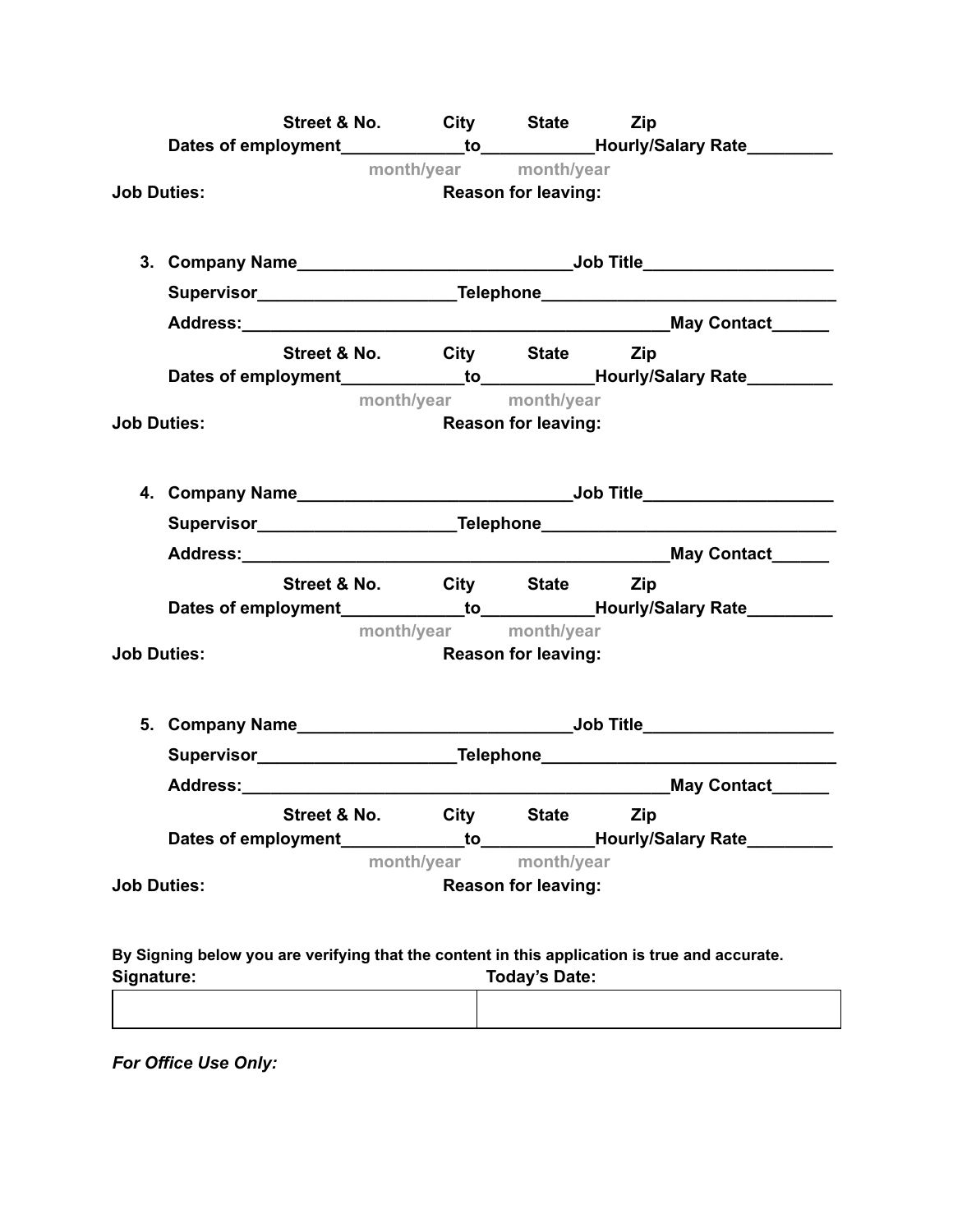Street & No.    City    State    Zip

Dates of employment_____________to___________Hourly/Salary Rate_________

month/year    month/year

**Job Duties:**    **Reason for leaving:**

3. **Company Name**____________________________**Job Title**___________________

   **Supervisor**____________________**Telephone**______________________________

   **Address:**____________________________________________**May Contact**______

   **Street & No.    City    State    Zip**

   **Dates of employment**_____________**to**___________**Hourly/Salary Rate**_________

   month/year    month/year

**Job Duties:**    **Reason for leaving:**

4. **Company Name**____________________________**Job Title**___________________

   **Supervisor**____________________**Telephone**______________________________

   **Address:**____________________________________________**May Contact**______

   **Street & No.    City    State    Zip**

   **Dates of employment**_____________**to**___________**Hourly/Salary Rate**_________

   month/year    month/year

**Job Duties:**    **Reason for leaving:**

5. **Company Name**____________________________**Job Title**___________________

   **Supervisor**____________________**Telephone**______________________________

   **Address:**____________________________________________**May Contact**______

   **Street & No.    City    State    Zip**

   **Dates of employment**_____________**to**___________**Hourly/Salary Rate**_________

   month/year    month/year

**Job Duties:**    **Reason for leaving:**

**By Signing below you are verifying that the content in this application is true and accurate.**

| Signature: | Today's Date: |
|---|---|
| | |

***For Office Use Only:***